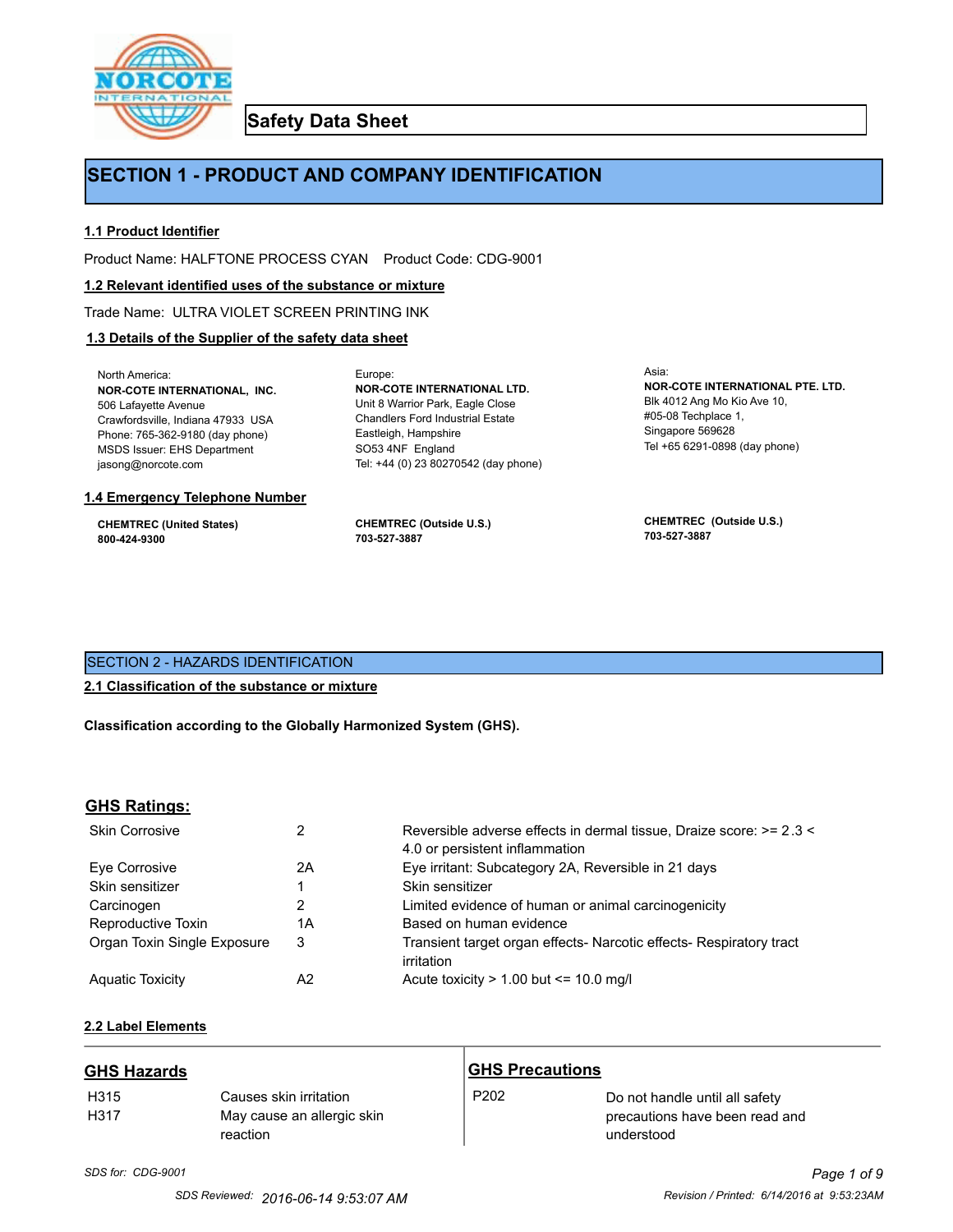# Safety Data Sheet

## SECTION 1 - PRODUCT AND COMPANY IDENTIFICATION

### 1.1 Product Identifier

Product Name: HALFTONE PROCESS CYAN    Product Code: CDG-9001

### 1.2 Relevant identified uses of the substance or mixture

Trade Name: ULTRA VIOLET SCREEN PRINTING INK

### 1.3 Details of the Supplier of the safety data sheet

North America:
**NOR-COTE INTERNATIONAL, INC.**
506 Lafayette Avenue
Crawfordsville, Indiana 47933 USA
Phone: 765-362-9180 (day phone)
MSDS Issuer: EHS Department
jasong@norcote.com

Europe:
**NOR-COTE INTERNATIONAL LTD.**
Unit 8 Warrior Park, Eagle Close
Chandlers Ford Industrial Estate
Eastleigh, Hampshire
SO53 4NF England
Tel: +44 (0) 23 80270542 (day phone)

Asia:
**NOR-COTE INTERNATIONAL PTE. LTD.**
Blk 4012 Ang Mo Kio Ave 10,
#05-08 Techplace 1,
Singapore 569628
Tel +65 6291-0898 (day phone)

### 1.4 Emergency Telephone Number

**CHEMTREC (United States)**
**800-424-9300**

**CHEMTREC (Outside U.S.)**
**703-527-3887**

**CHEMTREC (Outside U.S.)**
**703-527-3887**

## SECTION 2 - HAZARDS IDENTIFICATION

### 2.1 Classification of the substance or mixture

**Classification according to the Globally Harmonized System (GHS).**

### GHS Ratings:

| | | |
|---|---|---|
| Skin Corrosive | 2 | Reversible adverse effects in dermal tissue, Draize score: >= 2.3 < 4.0 or persistent inflammation |
| Eye Corrosive | 2A | Eye irritant: Subcategory 2A, Reversible in 21 days |
| Skin sensitizer | 1 | Skin sensitizer |
| Carcinogen | 2 | Limited evidence of human or animal carcinogenicity |
| Reproductive Toxin | 1A | Based on human evidence |
| Organ Toxin Single Exposure | 3 | Transient target organ effects- Narcotic effects- Respiratory tract irritation |
| Aquatic Toxicity | A2 | Acute toxicity > 1.00 but <= 10.0 mg/l |

### 2.2 Label Elements

**GHS Hazards**

| | |
|---|---|
| H315 | Causes skin irritation |
| H317 | May cause an allergic skin reaction |

**GHS Precautions**

| | |
|---|---|
| P202 | Do not handle until all safety precautions have been read and understood |

*SDS for: CDG-9001*

SDS Reviewed: 2016-06-14 9:53:07 AM    Revision / Printed: 6/14/2016 at 9:53:23AM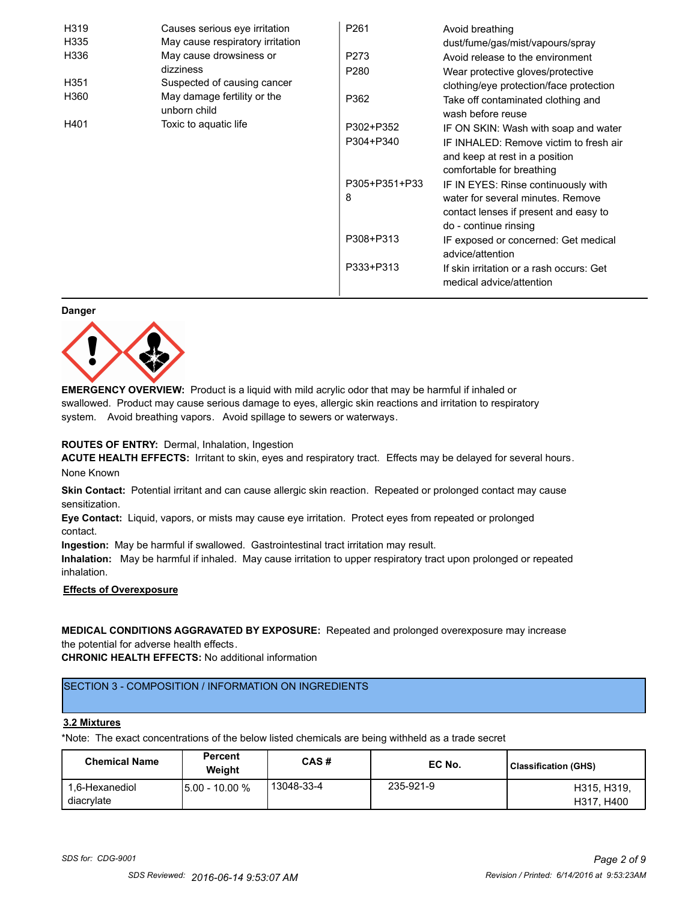| | | | |
|---|---|---|---|
| H319 | Causes serious eye irritation | P261 | Avoid breathing dust/fume/gas/mist/vapours/spray |
| H335 | May cause respiratory irritation | P273 | Avoid release to the environment |
| H336 | May cause drowsiness or dizziness | P280 | Wear protective gloves/protective clothing/eye protection/face protection |
| H351 | Suspected of causing cancer | P362 | Take off contaminated clothing and wash before reuse |
| H360 | May damage fertility or the unborn child | P302+P352 | IF ON SKIN: Wash with soap and water |
| H401 | Toxic to aquatic life | P304+P340 | IF INHALED: Remove victim to fresh air and keep at rest in a position comfortable for breathing |
| | | P305+P351+P338 | IF IN EYES: Rinse continuously with water for several minutes. Remove contact lenses if present and easy to do - continue rinsing |
| | | P308+P313 | IF exposed or concerned: Get medical advice/attention |
| | | P333+P313 | If skin irritation or a rash occurs: Get medical advice/attention |

**Danger**

**EMERGENCY OVERVIEW:** Product is a liquid with mild acrylic odor that may be harmful if inhaled or swallowed. Product may cause serious damage to eyes, allergic skin reactions and irritation to respiratory system. Avoid breathing vapors. Avoid spillage to sewers or waterways.

**ROUTES OF ENTRY:** Dermal, Inhalation, Ingestion

**ACUTE HEALTH EFFECTS:** Irritant to skin, eyes and respiratory tract. Effects may be delayed for several hours.

None Known

**Skin Contact:** Potential irritant and can cause allergic skin reaction. Repeated or prolonged contact may cause sensitization.

**Eye Contact:** Liquid, vapors, or mists may cause eye irritation. Protect eyes from repeated or prolonged contact.

**Ingestion:** May be harmful if swallowed. Gastrointestinal tract irritation may result.

**Inhalation:** May be harmful if inhaled. May cause irritation to upper respiratory tract upon prolonged or repeated inhalation.

**Effects of Overexposure**

**MEDICAL CONDITIONS AGGRAVATED BY EXPOSURE:** Repeated and prolonged overexposure may increase the potential for adverse health effects.

**CHRONIC HEALTH EFFECTS:** No additional information

## SECTION 3 - COMPOSITION / INFORMATION ON INGREDIENTS

**3.2 Mixtures**

*Note: The exact concentrations of the below listed chemicals are being withheld as a trade secret

| Chemical Name | Percent Weight | CAS # | EC No. | Classification (GHS) |
|---|---|---|---|---|
| 1,6-Hexanediol diacrylate | 5.00 - 10.00 % | 13048-33-4 | 235-921-9 | H315, H319, H317, H400 |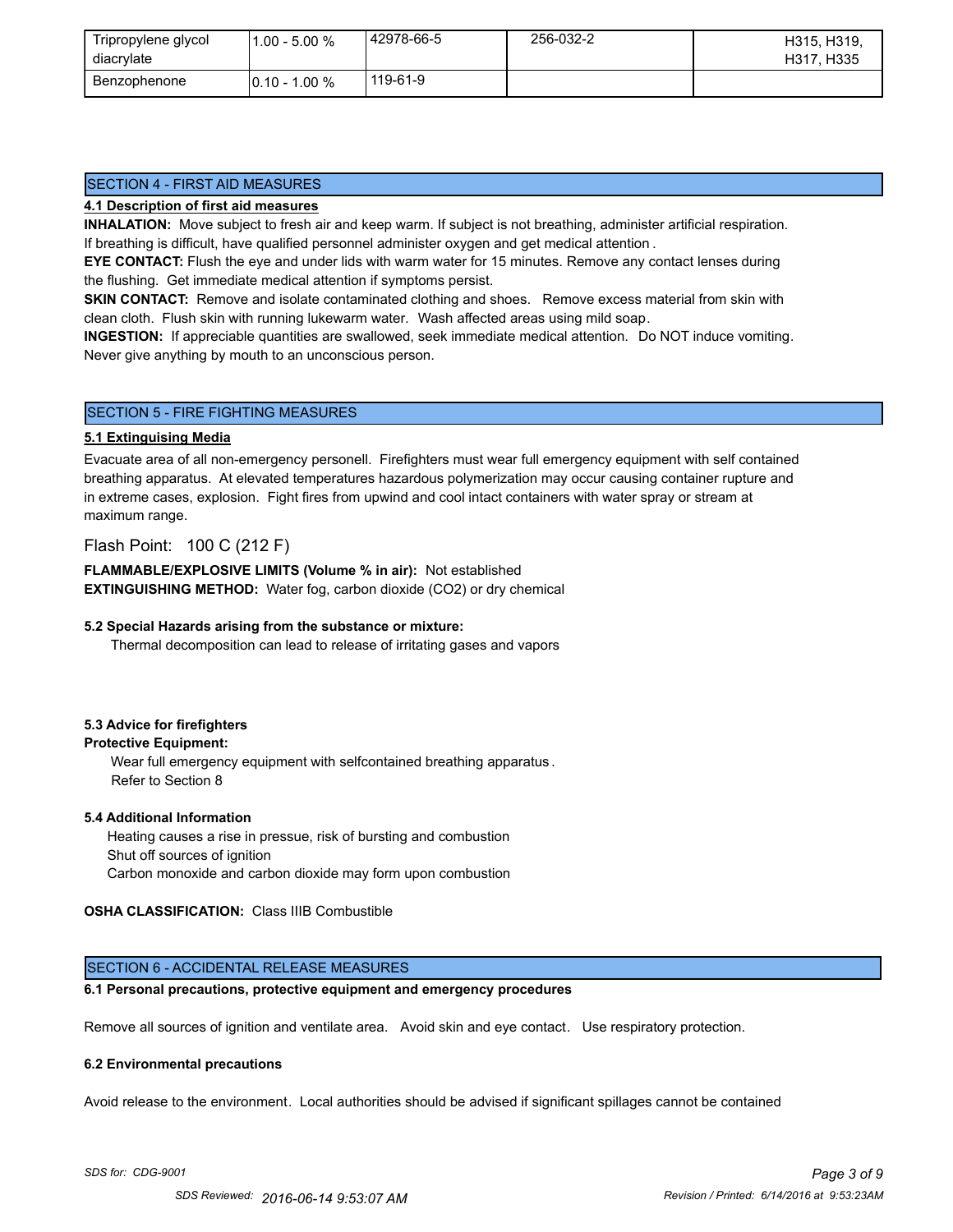| Tripropylene glycol diacrylate | 1.00 - 5.00 % | 42978-66-5 | 256-032-2 | H315, H319, H317, H335 |
|---|---|---|---|---|
| Benzophenone | 0.10 - 1.00 % | 119-61-9 | | |

## SECTION 4 - FIRST AID MEASURES

**4.1 Description of first aid measures**

**INHALATION:** Move subject to fresh air and keep warm. If subject is not breathing, administer artificial respiration. If breathing is difficult, have qualified personnel administer oxygen and get medical attention .

**EYE CONTACT:** Flush the eye and under lids with warm water for 15 minutes. Remove any contact lenses during the flushing. Get immediate medical attention if symptoms persist.

**SKIN CONTACT:** Remove and isolate contaminated clothing and shoes. Remove excess material from skin with clean cloth. Flush skin with running lukewarm water. Wash affected areas using mild soap.

**INGESTION:** If appreciable quantities are swallowed, seek immediate medical attention. Do NOT induce vomiting. Never give anything by mouth to an unconscious person.

## SECTION 5 - FIRE FIGHTING MEASURES

**5.1 Extinguising Media**

Evacuate area of all non-emergency personell. Firefighters must wear full emergency equipment with self contained breathing apparatus. At elevated temperatures hazardous polymerization may occur causing container rupture and in extreme cases, explosion. Fight fires from upwind and cool intact containers with water spray or stream at maximum range.

Flash Point: 100 C (212 F)

**FLAMMABLE/EXPLOSIVE LIMITS (Volume % in air):** Not established
**EXTINGUISHING METHOD:** Water fog, carbon dioxide ($CO_2$) or dry chemical

**5.2 Special Hazards arising from the substance or mixture:**

Thermal decomposition can lead to release of irritating gases and vapors

**5.3 Advice for firefighters**

**Protective Equipment:**

Wear full emergency equipment with selfcontained breathing apparatus .
Refer to Section 8

**5.4 Additional Information**

Heating causes a rise in pressue, risk of bursting and combustion
Shut off sources of ignition
Carbon monoxide and carbon dioxide may form upon combustion

**OSHA CLASSIFICATION:** Class IIIB Combustible

## SECTION 6 - ACCIDENTAL RELEASE MEASURES

**6.1 Personal precautions, protective equipment and emergency procedures**

Remove all sources of ignition and ventilate area. Avoid skin and eye contact. Use respiratory protection.

**6.2 Environmental precautions**

Avoid release to the environment. Local authorities should be advised if significant spillages cannot be contained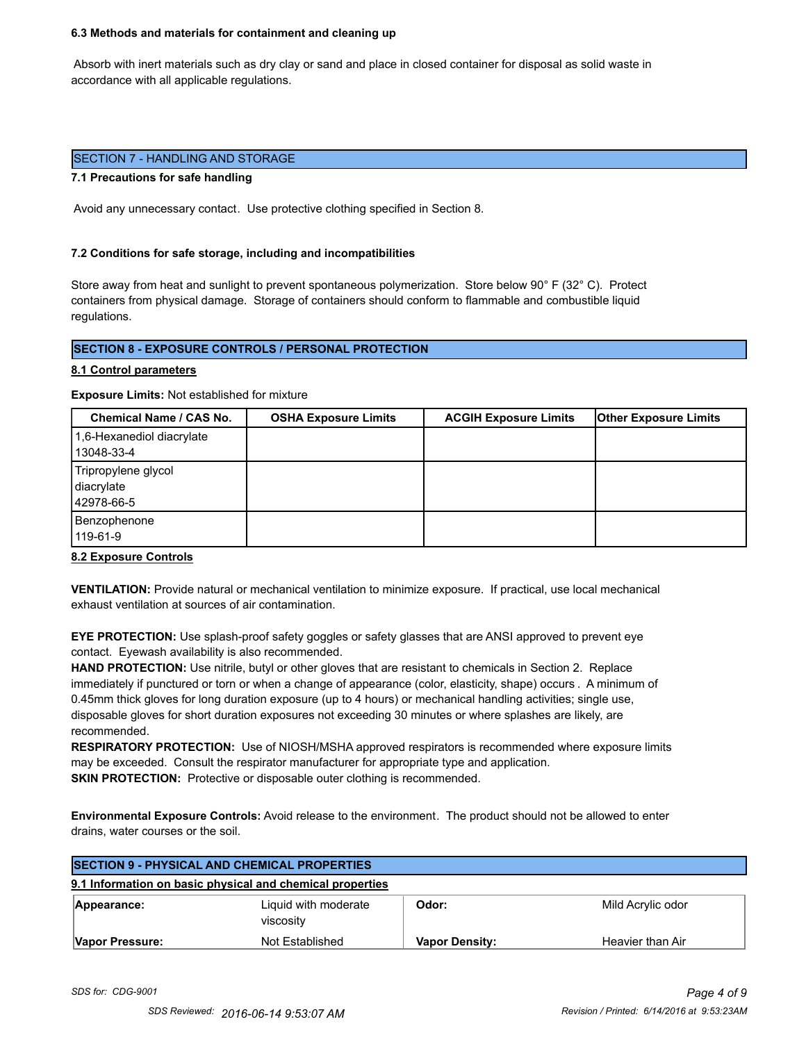**6.3 Methods and materials for containment and cleaning up**

Absorb with inert materials such as dry clay or sand and place in closed container for disposal as solid waste in accordance with all applicable regulations.

## SECTION 7 - HANDLING AND STORAGE

**7.1 Precautions for safe handling**

Avoid any unnecessary contact. Use protective clothing specified in Section 8.

**7.2 Conditions for safe storage, including and incompatibilities**

Store away from heat and sunlight to prevent spontaneous polymerization. Store below 90° F (32° C). Protect containers from physical damage. Storage of containers should conform to flammable and combustible liquid regulations.

## SECTION 8 - EXPOSURE CONTROLS / PERSONAL PROTECTION

**8.1 Control parameters**

**Exposure Limits:** Not established for mixture

| Chemical Name / CAS No. | OSHA Exposure Limits | ACGIH Exposure Limits | Other Exposure Limits |
|---|---|---|---|
| 1,6-Hexanediol diacrylate 13048-33-4 | | | |
| Tripropylene glycol diacrylate 42978-66-5 | | | |
| Benzophenone 119-61-9 | | | |

**8.2 Exposure Controls**

**VENTILATION:** Provide natural or mechanical ventilation to minimize exposure. If practical, use local mechanical exhaust ventilation at sources of air contamination.

**EYE PROTECTION:** Use splash-proof safety goggles or safety glasses that are ANSI approved to prevent eye contact. Eyewash availability is also recommended.
**HAND PROTECTION:** Use nitrile, butyl or other gloves that are resistant to chemicals in Section 2. Replace immediately if punctured or torn or when a change of appearance (color, elasticity, shape) occurs . A minimum of 0.45mm thick gloves for long duration exposure (up to 4 hours) or mechanical handling activities; single use, disposable gloves for short duration exposures not exceeding 30 minutes or where splashes are likely, are recommended.
**RESPIRATORY PROTECTION:** Use of NIOSH/MSHA approved respirators is recommended where exposure limits may be exceeded. Consult the respirator manufacturer for appropriate type and application.
**SKIN PROTECTION:** Protective or disposable outer clothing is recommended.

**Environmental Exposure Controls:** Avoid release to the environment. The product should not be allowed to enter drains, water courses or the soil.

## SECTION 9 - PHYSICAL AND CHEMICAL PROPERTIES

**9.1 Information on basic physical and chemical properties**

| | | | |
|---|---|---|---|
| **Appearance:** | Liquid with moderate viscosity | **Odor:** | Mild Acrylic odor |
| **Vapor Pressure:** | Not Established | **Vapor Density:** | Heavier than Air |

SDS for: CDG-9001

SDS Reviewed: 2016-06-14 9:53:07 AM    Revision / Printed: 6/14/2016 at 9:53:23AM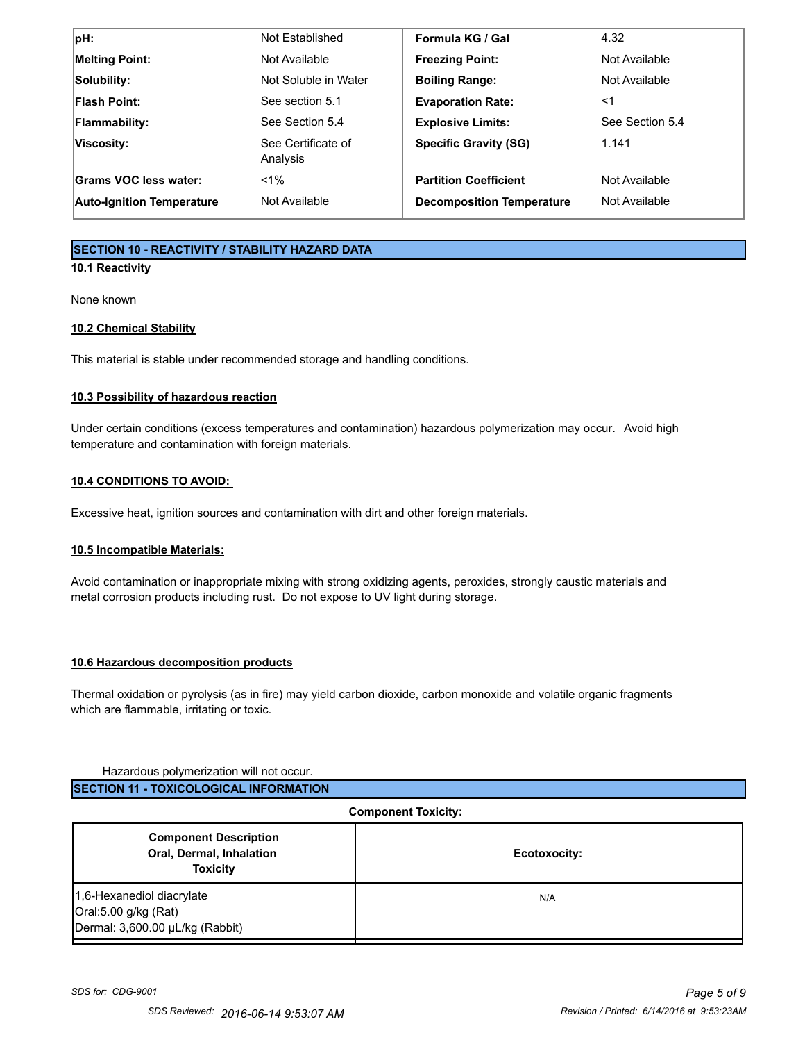| pH: | Not Established | Formula KG / Gal | 4.32 |
|---|---|---|---|
| Melting Point: | Not Available | Freezing Point: | Not Available |
| Solubility: | Not Soluble in Water | Boiling Range: | Not Available |
| Flash Point: | See section 5.1 | Evaporation Rate: | <1 |
| Flammability: | See Section 5.4 | Explosive Limits: | See Section 5.4 |
| Viscosity: | See Certificate of Analysis | Specific Gravity (SG) | 1.141 |
| Grams VOC less water: | <1% | Partition Coefficient | Not Available |
| Auto-Ignition Temperature | Not Available | Decomposition Temperature | Not Available |

## SECTION 10 - REACTIVITY / STABILITY HAZARD DATA

### 10.1 Reactivity

None known

### 10.2 Chemical Stability

This material is stable under recommended storage and handling conditions.

### 10.3 Possibility of hazardous reaction

Under certain conditions (excess temperatures and contamination) hazardous polymerization may occur. Avoid high temperature and contamination with foreign materials.

### 10.4 CONDITIONS TO AVOID:

Excessive heat, ignition sources and contamination with dirt and other foreign materials.

### 10.5 Incompatible Materials:

Avoid contamination or inappropriate mixing with strong oxidizing agents, peroxides, strongly caustic materials and metal corrosion products including rust. Do not expose to UV light during storage.

### 10.6 Hazardous decomposition products

Thermal oxidation or pyrolysis (as in fire) may yield carbon dioxide, carbon monoxide and volatile organic fragments which are flammable, irritating or toxic.

Hazardous polymerization will not occur.

## SECTION 11 - TOXICOLOGICAL INFORMATION

**Component Toxicity:**

| Component Description Oral, Dermal, Inhalation Toxicity | Ecotoxocity: |
|---|---|
| 1,6-Hexanediol diacrylate<br>Oral:5.00 g/kg (Rat)<br>Dermal: 3,600.00 µL/kg (Rabbit) | N/A |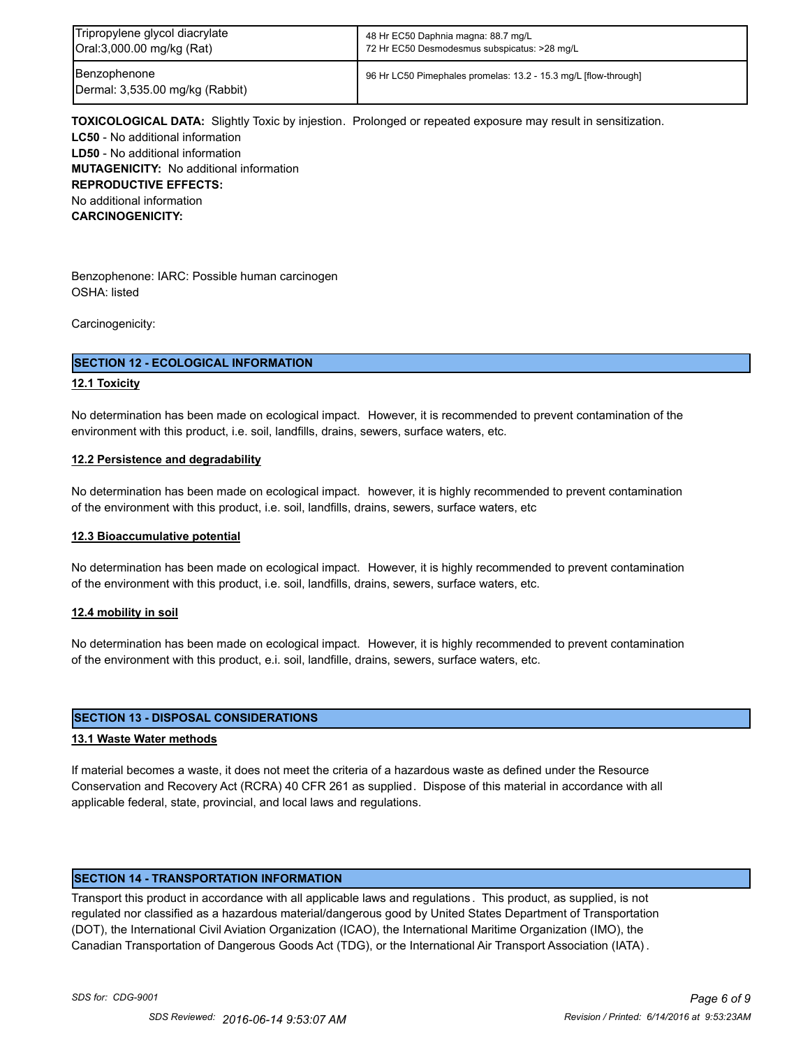| Tripropylene glycol diacrylate<br>Oral:3,000.00 mg/kg (Rat) | 48 Hr EC50 Daphnia magna: 88.7 mg/L<br>72 Hr EC50 Desmodesmus subspicatus: >28 mg/L |
|---|---|
| Benzophenone<br>Dermal: 3,535.00 mg/kg (Rabbit) | 96 Hr LC50 Pimephales promelas: 13.2 - 15.3 mg/L [flow-through] |

**TOXICOLOGICAL DATA:** Slightly Toxic by injestion. Prolonged or repeated exposure may result in sensitization.
**LC50** - No additional information
**LD50** - No additional information
**MUTAGENICITY:** No additional information
**REPRODUCTIVE EFFECTS:**
No additional information
**CARCINOGENICITY:**

Benzophenone: IARC: Possible human carcinogen
OSHA: listed

Carcinogenicity:

## SECTION 12 - ECOLOGICAL INFORMATION

### 12.1 Toxicity

No determination has been made on ecological impact. However, it is recommended to prevent contamination of the environment with this product, i.e. soil, landfills, drains, sewers, surface waters, etc.

### 12.2 Persistence and degradability

No determination has been made on ecological impact. however, it is highly recommended to prevent contamination of the environment with this product, i.e. soil, landfills, drains, sewers, surface waters, etc

### 12.3 Bioaccumulative potential

No determination has been made on ecological impact. However, it is highly recommended to prevent contamination of the environment with this product, i.e. soil, landfills, drains, sewers, surface waters, etc.

### 12.4 mobility in soil

No determination has been made on ecological impact. However, it is highly recommended to prevent contamination of the environment with this product, e.i. soil, landfille, drains, sewers, surface waters, etc.

## SECTION 13 - DISPOSAL CONSIDERATIONS

### 13.1 Waste Water methods

If material becomes a waste, it does not meet the criteria of a hazardous waste as defined under the Resource Conservation and Recovery Act (RCRA) 40 CFR 261 as supplied. Dispose of this material in accordance with all applicable federal, state, provincial, and local laws and regulations.

## SECTION 14 - TRANSPORTATION INFORMATION

Transport this product in accordance with all applicable laws and regulations. This product, as supplied, is not regulated nor classified as a hazardous material/dangerous good by United States Department of Transportation (DOT), the International Civil Aviation Organization (ICAO), the International Maritime Organization (IMO), the Canadian Transportation of Dangerous Goods Act (TDG), or the International Air Transport Association (IATA).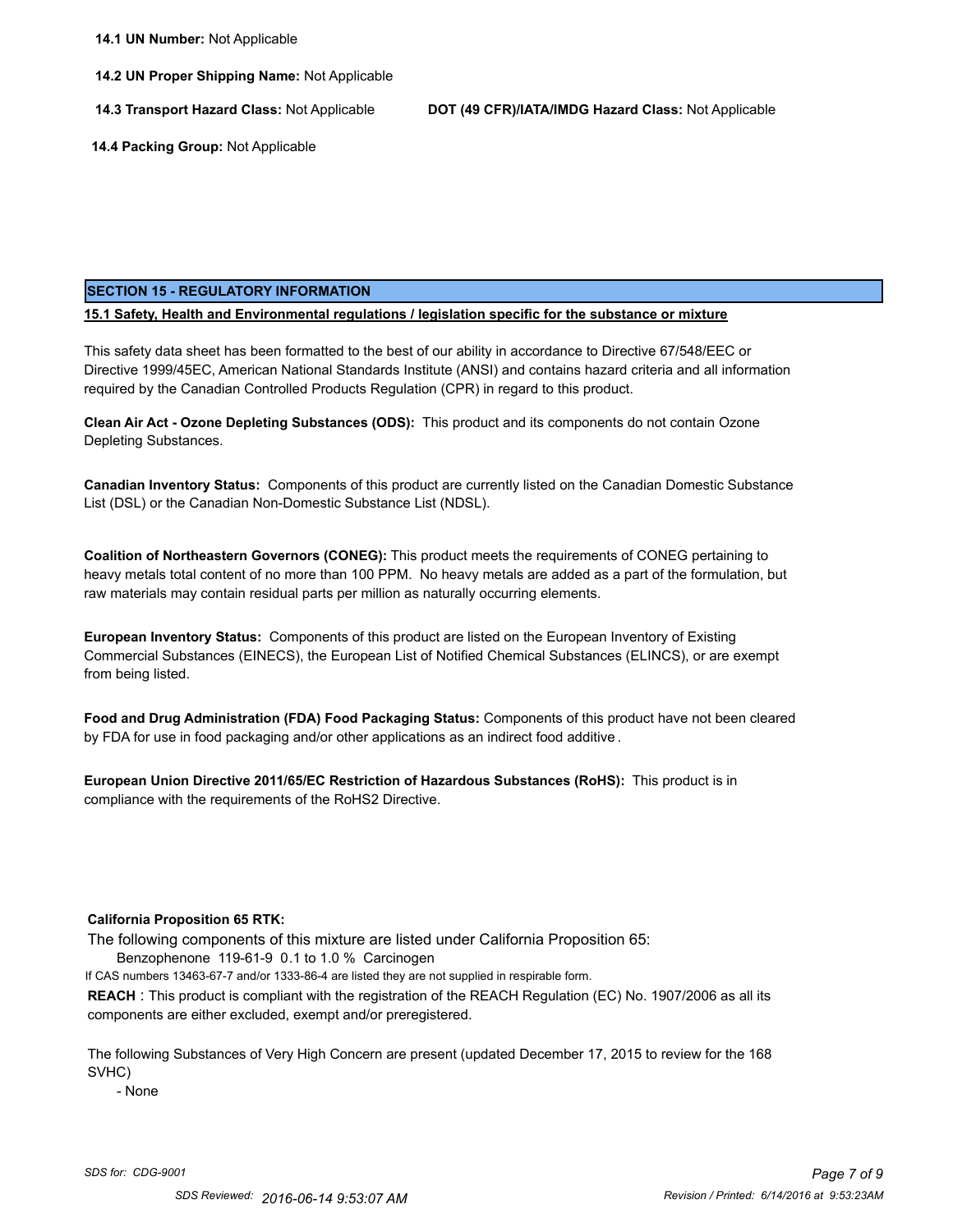**14.1 UN Number:** Not Applicable

**14.2 UN Proper Shipping Name:** Not Applicable

**14.3 Transport Hazard Class:** Not Applicable

**DOT (49 CFR)/IATA/IMDG Hazard Class:** Not Applicable

**14.4 Packing Group:** Not Applicable

## SECTION 15 - REGULATORY INFORMATION

**15.1 Safety, Health and Environmental regulations / legislation specific for the substance or mixture**

This safety data sheet has been formatted to the best of our ability in accordance to Directive 67/548/EEC or Directive 1999/45EC, American National Standards Institute (ANSI) and contains hazard criteria and all information required by the Canadian Controlled Products Regulation (CPR) in regard to this product.

**Clean Air Act - Ozone Depleting Substances (ODS):** This product and its components do not contain Ozone Depleting Substances.

**Canadian Inventory Status:** Components of this product are currently listed on the Canadian Domestic Substance List (DSL) or the Canadian Non-Domestic Substance List (NDSL).

**Coalition of Northeastern Governors (CONEG):** This product meets the requirements of CONEG pertaining to heavy metals total content of no more than 100 PPM. No heavy metals are added as a part of the formulation, but raw materials may contain residual parts per million as naturally occurring elements.

**European Inventory Status:** Components of this product are listed on the European Inventory of Existing Commercial Substances (EINECS), the European List of Notified Chemical Substances (ELINCS), or are exempt from being listed.

**Food and Drug Administration (FDA) Food Packaging Status:** Components of this product have not been cleared by FDA for use in food packaging and/or other applications as an indirect food additive.

**European Union Directive 2011/65/EC Restriction of Hazardous Substances (RoHS):** This product is in compliance with the requirements of the RoHS2 Directive.

**California Proposition 65 RTK:**

The following components of this mixture are listed under California Proposition 65:

Benzophenone 119-61-9 0.1 to 1.0 % Carcinogen

If CAS numbers 13463-67-7 and/or 1333-86-4 are listed they are not supplied in respirable form.

**REACH** : This product is compliant with the registration of the REACH Regulation (EC) No. 1907/2006 as all its components are either excluded, exempt and/or preregistered.

The following Substances of Very High Concern are present (updated December 17, 2015 to review for the 168 SVHC)

- None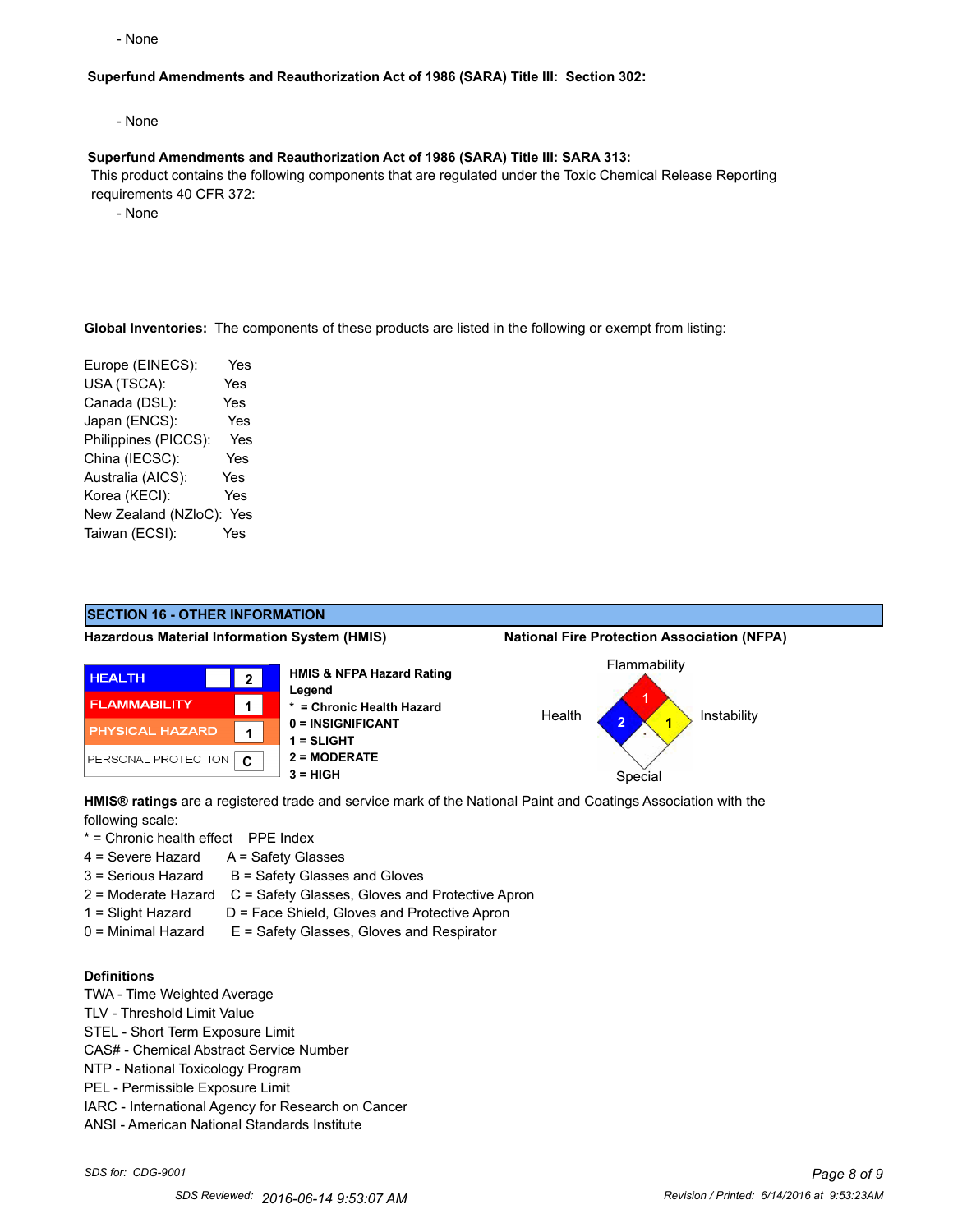- None

**Superfund Amendments and Reauthorization Act of 1986 (SARA) Title III: Section 302:**

- None

**Superfund Amendments and Reauthorization Act of 1986 (SARA) Title III: SARA 313:**

This product contains the following components that are regulated under the Toxic Chemical Release Reporting requirements 40 CFR 372:

- None

**Global Inventories:** The components of these products are listed in the following or exempt from listing:

| | |
|---|---|
| Europe (EINECS): | Yes |
| USA (TSCA): | Yes |
| Canada (DSL): | Yes |
| Japan (ENCS): | Yes |
| Philippines (PICCS): | Yes |
| China (IECSC): | Yes |
| Australia (AICS): | Yes |
| Korea (KECI): | Yes |
| New Zealand (NZloC): | Yes |
| Taiwan (ECSI): | Yes |

## SECTION 16 - OTHER INFORMATION

**Hazardous Material Information System (HMIS)**

| | |
|---|---|
| HEALTH | 2 |
| FLAMMABILITY | 1 |
| PHYSICAL HAZARD | 1 |
| PERSONAL PROTECTION | C |

**HMIS & NFPA Hazard Rating Legend**
- **\* = Chronic Health Hazard**
- **0 = INSIGNIFICANT**
- **1 = SLIGHT**
- **2 = MODERATE**
- **3 = HIGH**

**National Fire Protection Association (NFPA)**

| Flammability | Health | Instability | Special |
|---|---|---|---|
| 1 | 2 | 1 | |

**HMIS® ratings** are a registered trade and service mark of the National Paint and Coatings Association with the following scale:

| | PPE Index |
|---|---|
| * = Chronic health effect | |
| 4 = Severe Hazard | A = Safety Glasses |
| 3 = Serious Hazard | B = Safety Glasses and Gloves |
| 2 = Moderate Hazard | C = Safety Glasses, Gloves and Protective Apron |
| 1 = Slight Hazard | D = Face Shield, Gloves and Protective Apron |
| 0 = Minimal Hazard | E = Safety Glasses, Gloves and Respirator |

**Definitions**

TWA - Time Weighted Average
TLV - Threshold Limit Value
STEL - Short Term Exposure Limit
CAS# - Chemical Abstract Service Number
NTP - National Toxicology Program
PEL - Permissible Exposure Limit
IARC - International Agency for Research on Cancer
ANSI - American National Standards Institute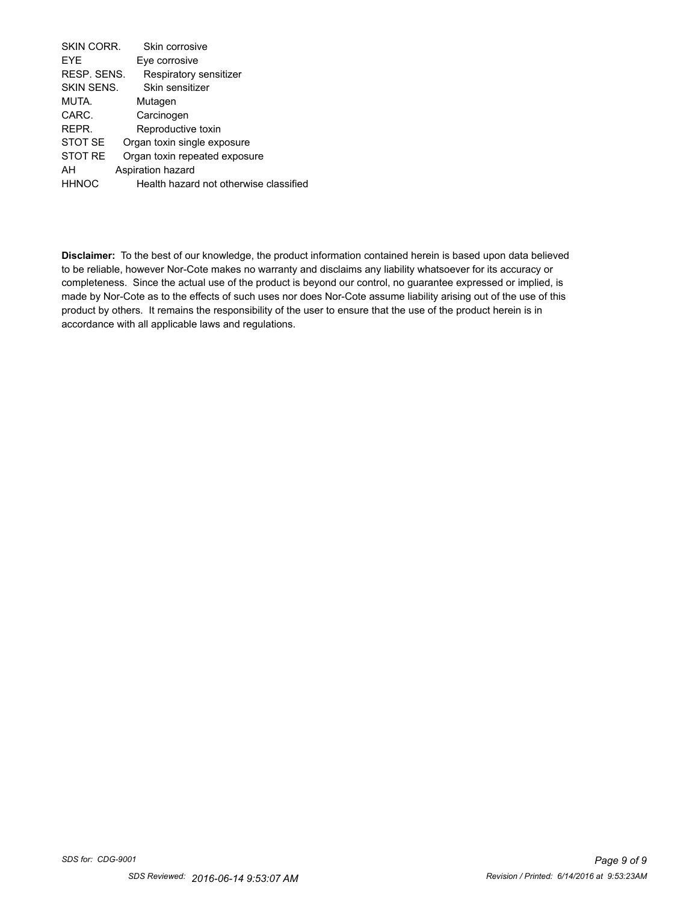| | |
|---|---|
| SKIN CORR. | Skin corrosive |
| EYE | Eye corrosive |
| RESP. SENS. | Respiratory sensitizer |
| SKIN SENS. | Skin sensitizer |
| MUTA. | Mutagen |
| CARC. | Carcinogen |
| REPR. | Reproductive toxin |
| STOT SE | Organ toxin single exposure |
| STOT RE | Organ toxin repeated exposure |
| AH | Aspiration hazard |
| HHNOC | Health hazard not otherwise classified |

**Disclaimer:** To the best of our knowledge, the product information contained herein is based upon data believed to be reliable, however Nor-Cote makes no warranty and disclaims any liability whatsoever for its accuracy or completeness. Since the actual use of the product is beyond our control, no guarantee expressed or implied, is made by Nor-Cote as to the effects of such uses nor does Nor-Cote assume liability arising out of the use of this product by others. It remains the responsibility of the user to ensure that the use of the product herein is in accordance with all applicable laws and regulations.